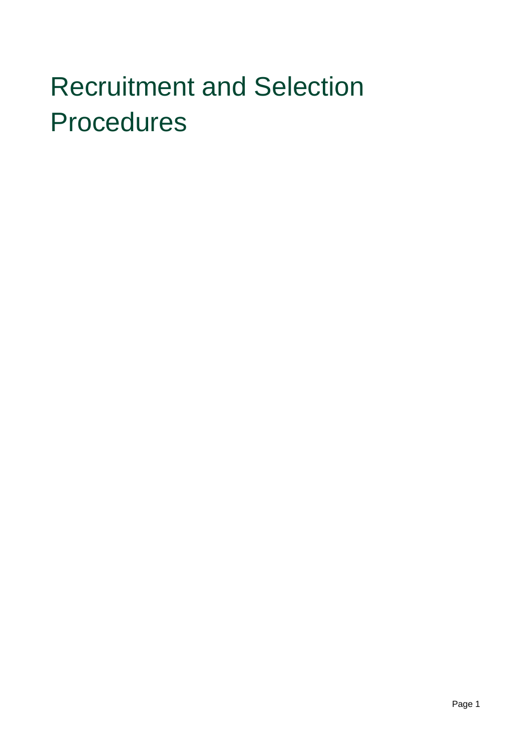# Recruitment and Selection Procedures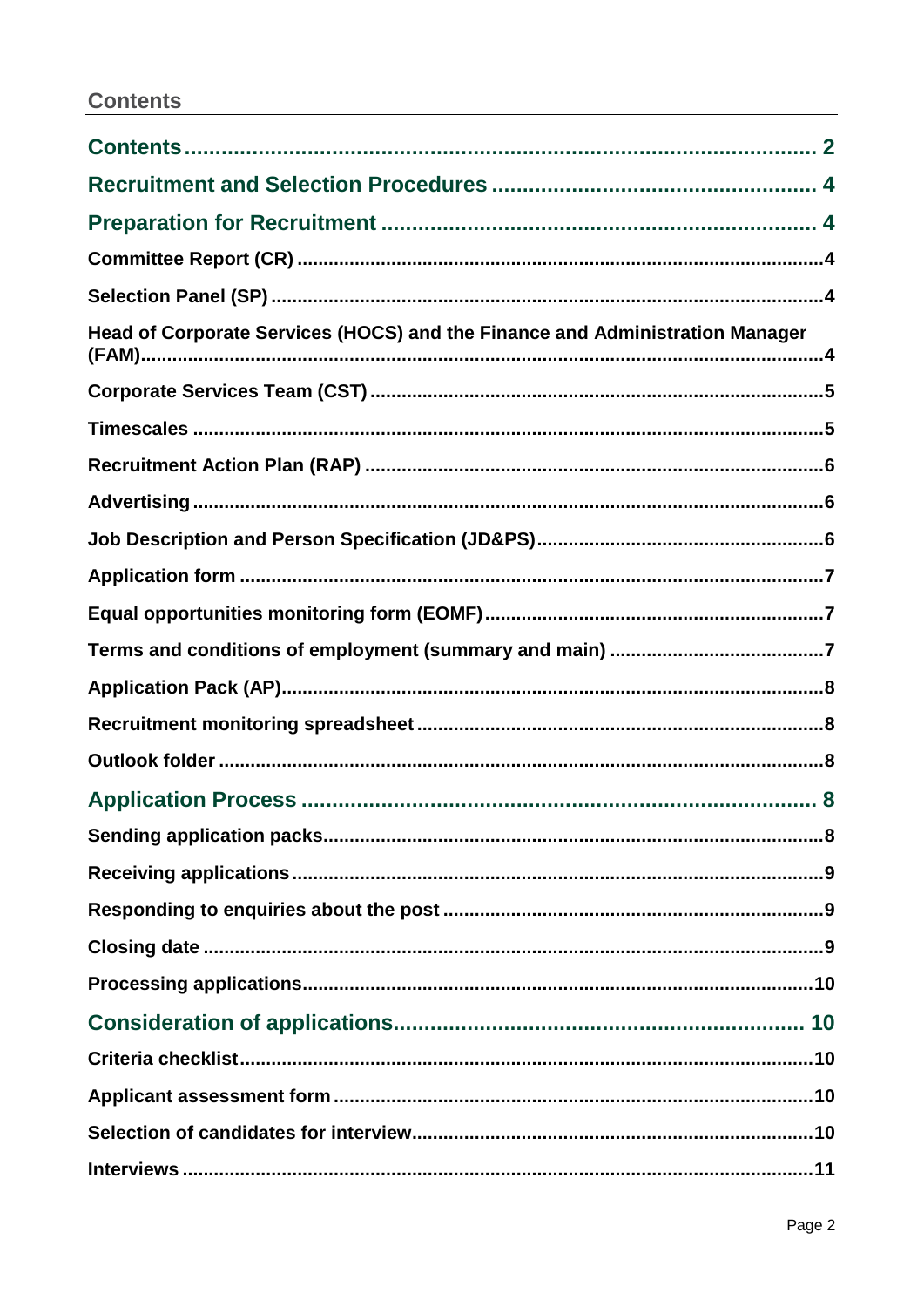## Contents

- **Contents** ........................................................ 2
- **Recruitment and Selection Procedures** ........................................................ 4
- **Preparation for Recruitment** ........................................................ 4
  - **Committee Report (CR)** ........................................................ 4
  - **Selection Panel (SP)** ........................................................ 4
  - **Head of Corporate Services (HOCS) and the Finance and Administration Manager (FAM)** ........................................................ 4
  - **Corporate Services Team (CST)** ........................................................ 5
  - **Timescales** ........................................................ 5
  - **Recruitment Action Plan (RAP)** ........................................................ 6
  - **Advertising** ........................................................ 6
  - **Job Description and Person Specification (JD&PS)** ........................................................ 6
  - **Application form** ........................................................ 7
  - **Equal opportunities monitoring form (EOMF)** ........................................................ 7
  - **Terms and conditions of employment (summary and main)** ........................................................ 7
  - **Application Pack (AP)** ........................................................ 8
  - **Recruitment monitoring spreadsheet** ........................................................ 8
  - **Outlook folder** ........................................................ 8
- **Application Process** ........................................................ 8
  - **Sending application packs** ........................................................ 8
  - **Receiving applications** ........................................................ 9
  - **Responding to enquiries about the post** ........................................................ 9
  - **Closing date** ........................................................ 9
  - **Processing applications** ........................................................ 10
- **Consideration of applications** ........................................................ 10
  - **Criteria checklist** ........................................................ 10
  - **Applicant assessment form** ........................................................ 10
  - **Selection of candidates for interview** ........................................................ 10
  - **Interviews** ........................................................ 11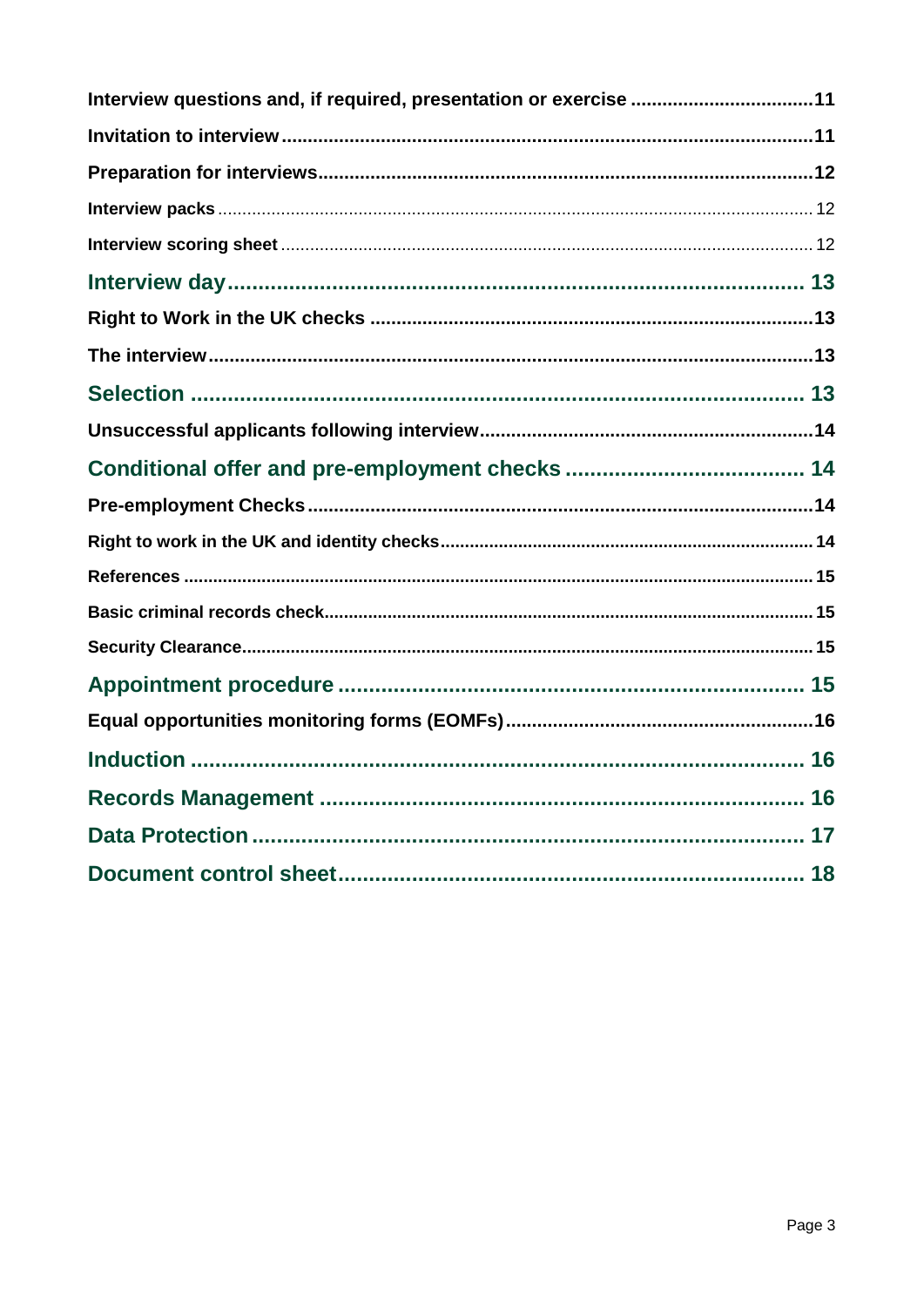Interview questions and, if required, presentation or exercise ..................................11

Invitation to interview ....................................................................................................11

Preparation for interviews.............................................................................................12

Interview packs ........................................................................................................................ 12

Interview scoring sheet ........................................................................................................... 12

Interview day............................................................................................ 13

Right to Work in the UK checks ...................................................................................13

The interview..................................................................................................................13

Selection ................................................................................................... 13

Unsuccessful applicants following interview...............................................................14

Conditional offer and pre-employment checks ..................................... 14

Pre-employment Checks ................................................................................................14

Right to work in the UK and identity checks........................................................................... 14

References ............................................................................................................................... 15

Basic criminal records check.................................................................................................. 15

Security Clearance................................................................................................................... 15

Appointment procedure .......................................................................... 15

Equal opportunities monitoring forms (EOMFs)..........................................................16

Induction .................................................................................................. 16

Records Management ............................................................................. 16

Data Protection ........................................................................................ 17

Document control sheet.......................................................................... 18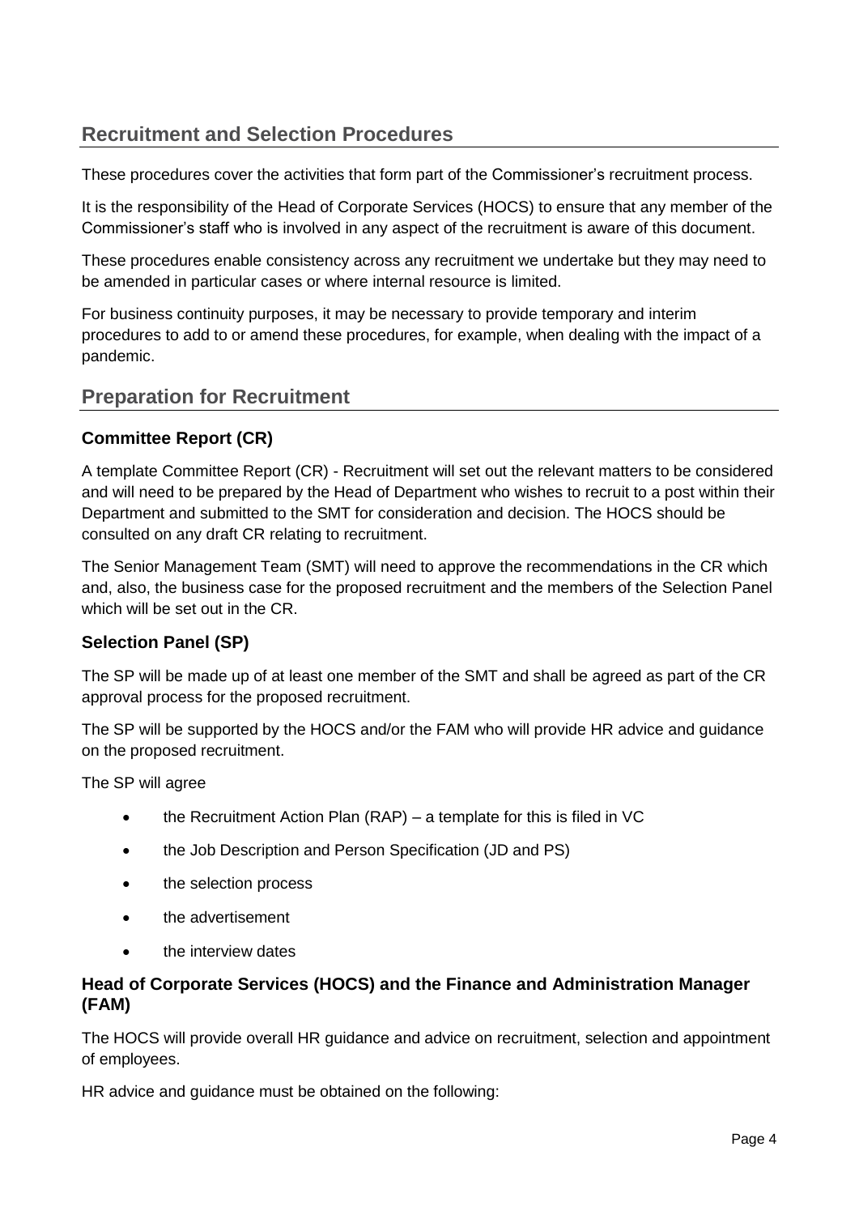## Recruitment and Selection Procedures

These procedures cover the activities that form part of the Commissioner's recruitment process.

It is the responsibility of the Head of Corporate Services (HOCS) to ensure that any member of the Commissioner's staff who is involved in any aspect of the recruitment is aware of this document.

These procedures enable consistency across any recruitment we undertake but they may need to be amended in particular cases or where internal resource is limited.

For business continuity purposes, it may be necessary to provide temporary and interim procedures to add to or amend these procedures, for example, when dealing with the impact of a pandemic.

## Preparation for Recruitment

### Committee Report (CR)

A template Committee Report (CR) - Recruitment will set out the relevant matters to be considered and will need to be prepared by the Head of Department who wishes to recruit to a post within their Department and submitted to the SMT for consideration and decision. The HOCS should be consulted on any draft CR relating to recruitment.

The Senior Management Team (SMT) will need to approve the recommendations in the CR which and, also, the business case for the proposed recruitment and the members of the Selection Panel which will be set out in the CR.

### Selection Panel (SP)

The SP will be made up of at least one member of the SMT and shall be agreed as part of the CR approval process for the proposed recruitment.

The SP will be supported by the HOCS and/or the FAM who will provide HR advice and guidance on the proposed recruitment.

The SP will agree

- the Recruitment Action Plan (RAP) – a template for this is filed in VC
- the Job Description and Person Specification (JD and PS)
- the selection process
- the advertisement
- the interview dates

### Head of Corporate Services (HOCS) and the Finance and Administration Manager (FAM)

The HOCS will provide overall HR guidance and advice on recruitment, selection and appointment of employees.

HR advice and guidance must be obtained on the following: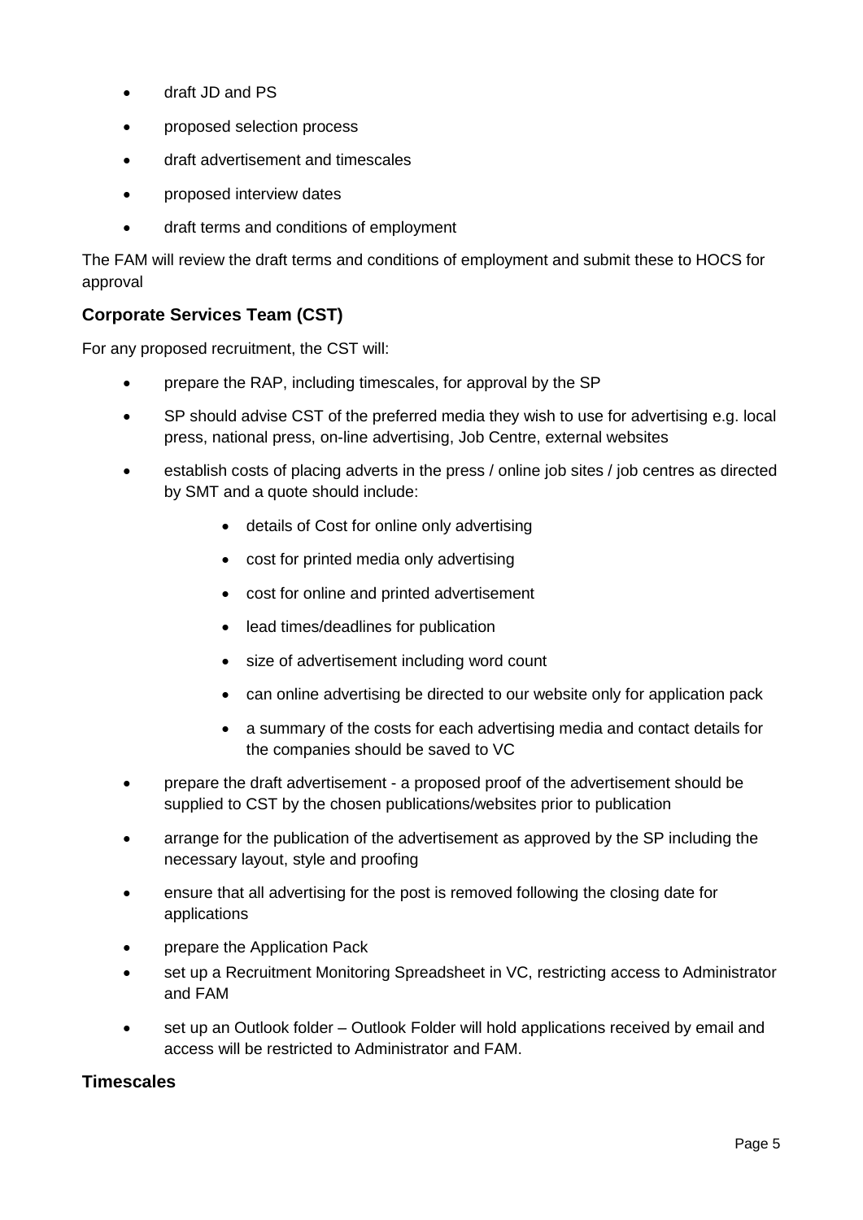- draft JD and PS
- proposed selection process
- draft advertisement and timescales
- proposed interview dates
- draft terms and conditions of employment

The FAM will review the draft terms and conditions of employment and submit these to HOCS for approval

### Corporate Services Team (CST)

For any proposed recruitment, the CST will:

- prepare the RAP, including timescales, for approval by the SP
- SP should advise CST of the preferred media they wish to use for advertising e.g. local press, national press, on-line advertising, Job Centre, external websites
- establish costs of placing adverts in the press / online job sites / job centres as directed by SMT and a quote should include:
    - details of Cost for online only advertising
    - cost for printed media only advertising
    - cost for online and printed advertisement
    - lead times/deadlines for publication
    - size of advertisement including word count
    - can online advertising be directed to our website only for application pack
    - a summary of the costs for each advertising media and contact details for the companies should be saved to VC
- prepare the draft advertisement - a proposed proof of the advertisement should be supplied to CST by the chosen publications/websites prior to publication
- arrange for the publication of the advertisement as approved by the SP including the necessary layout, style and proofing
- ensure that all advertising for the post is removed following the closing date for applications
- prepare the Application Pack
- set up a Recruitment Monitoring Spreadsheet in VC, restricting access to Administrator and FAM
- set up an Outlook folder – Outlook Folder will hold applications received by email and access will be restricted to Administrator and FAM.

### Timescales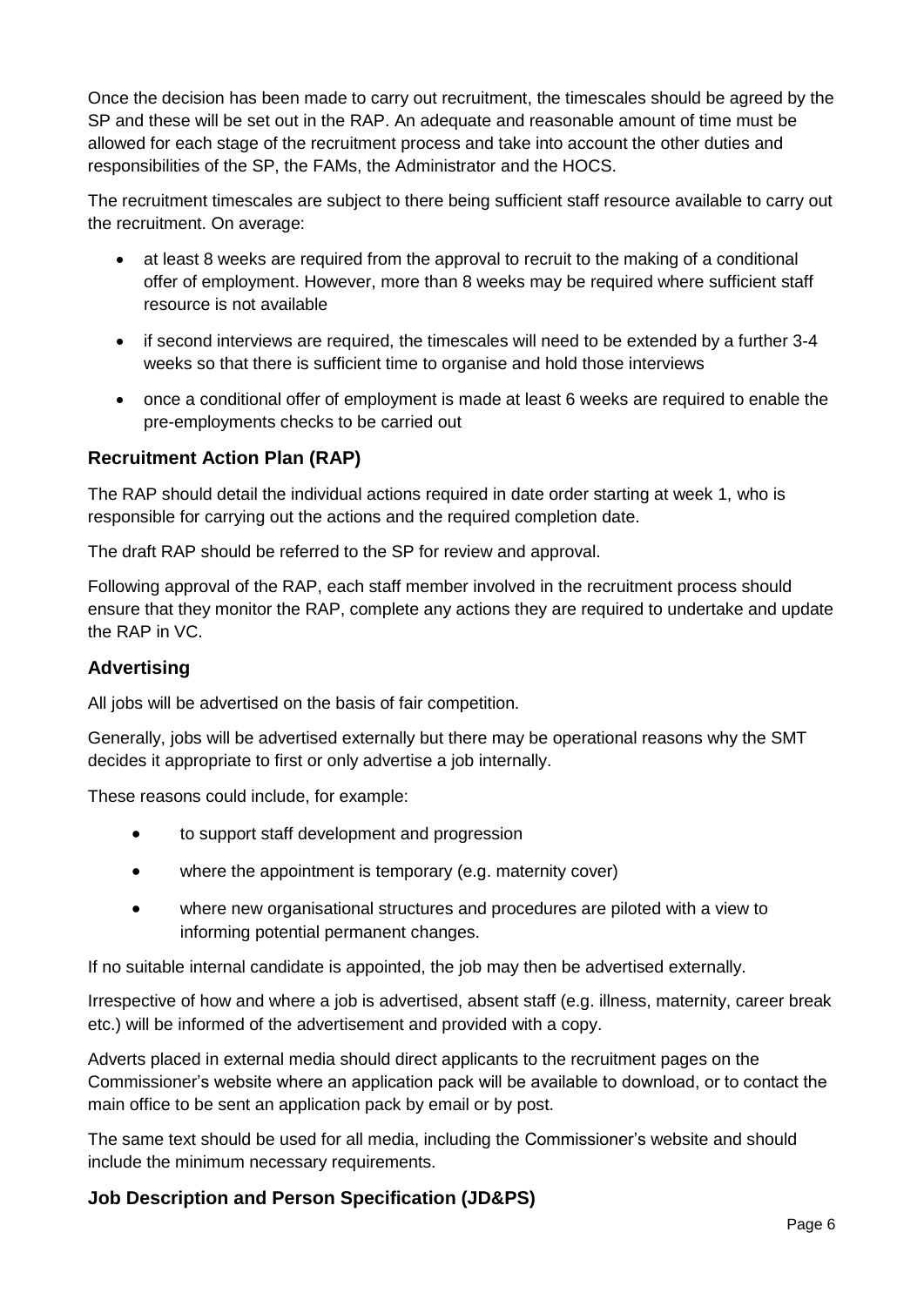Once the decision has been made to carry out recruitment, the timescales should be agreed by the SP and these will be set out in the RAP. An adequate and reasonable amount of time must be allowed for each stage of the recruitment process and take into account the other duties and responsibilities of the SP, the FAMs, the Administrator and the HOCS.

The recruitment timescales are subject to there being sufficient staff resource available to carry out the recruitment. On average:

- at least 8 weeks are required from the approval to recruit to the making of a conditional offer of employment. However, more than 8 weeks may be required where sufficient staff resource is not available
- if second interviews are required, the timescales will need to be extended by a further 3-4 weeks so that there is sufficient time to organise and hold those interviews
- once a conditional offer of employment is made at least 6 weeks are required to enable the pre-employments checks to be carried out

## Recruitment Action Plan (RAP)

The RAP should detail the individual actions required in date order starting at week 1, who is responsible for carrying out the actions and the required completion date.

The draft RAP should be referred to the SP for review and approval.

Following approval of the RAP, each staff member involved in the recruitment process should ensure that they monitor the RAP, complete any actions they are required to undertake and update the RAP in VC.

## Advertising

All jobs will be advertised on the basis of fair competition.

Generally, jobs will be advertised externally but there may be operational reasons why the SMT decides it appropriate to first or only advertise a job internally.

These reasons could include, for example:

- to support staff development and progression
- where the appointment is temporary (e.g. maternity cover)
- where new organisational structures and procedures are piloted with a view to informing potential permanent changes.

If no suitable internal candidate is appointed, the job may then be advertised externally.

Irrespective of how and where a job is advertised, absent staff (e.g. illness, maternity, career break etc.) will be informed of the advertisement and provided with a copy.

Adverts placed in external media should direct applicants to the recruitment pages on the Commissioner's website where an application pack will be available to download, or to contact the main office to be sent an application pack by email or by post.

The same text should be used for all media, including the Commissioner's website and should include the minimum necessary requirements.

## Job Description and Person Specification (JD&PS)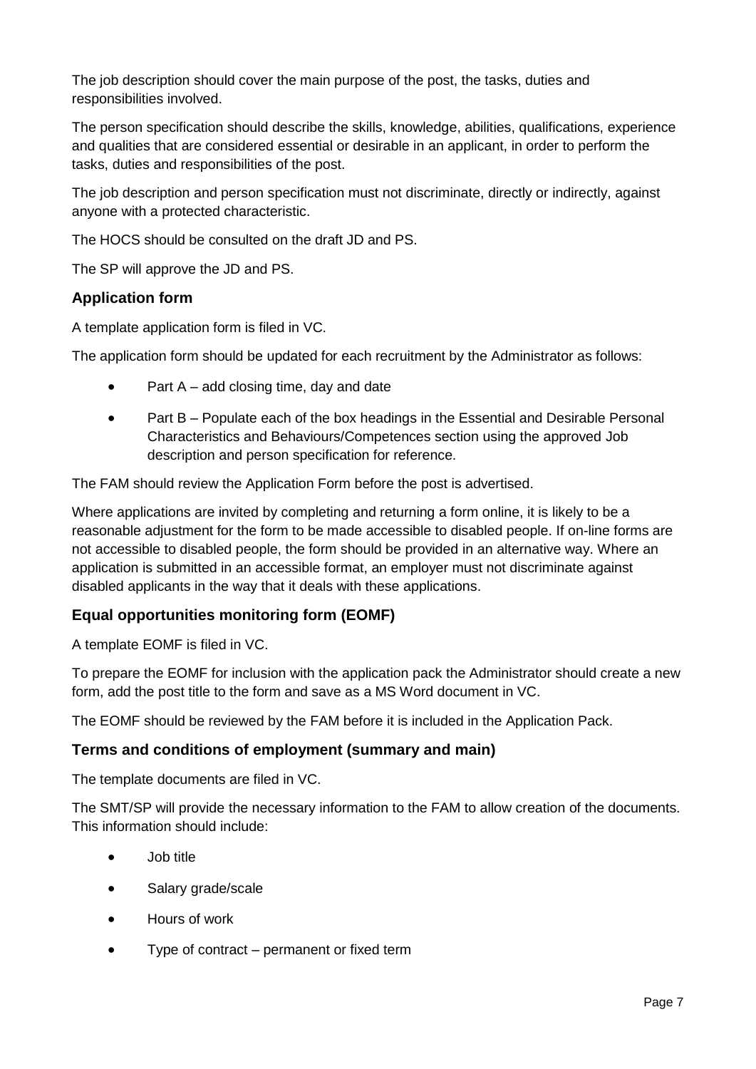The job description should cover the main purpose of the post, the tasks, duties and responsibilities involved.

The person specification should describe the skills, knowledge, abilities, qualifications, experience and qualities that are considered essential or desirable in an applicant, in order to perform the tasks, duties and responsibilities of the post.

The job description and person specification must not discriminate, directly or indirectly, against anyone with a protected characteristic.

The HOCS should be consulted on the draft JD and PS.

The SP will approve the JD and PS.

### Application form

A template application form is filed in VC.

The application form should be updated for each recruitment by the Administrator as follows:

- Part A – add closing time, day and date
- Part B – Populate each of the box headings in the Essential and Desirable Personal Characteristics and Behaviours/Competences section using the approved Job description and person specification for reference.

The FAM should review the Application Form before the post is advertised.

Where applications are invited by completing and returning a form online, it is likely to be a reasonable adjustment for the form to be made accessible to disabled people. If on-line forms are not accessible to disabled people, the form should be provided in an alternative way. Where an application is submitted in an accessible format, an employer must not discriminate against disabled applicants in the way that it deals with these applications.

### Equal opportunities monitoring form (EOMF)

A template EOMF is filed in VC.

To prepare the EOMF for inclusion with the application pack the Administrator should create a new form, add the post title to the form and save as a MS Word document in VC.

The EOMF should be reviewed by the FAM before it is included in the Application Pack.

### Terms and conditions of employment (summary and main)

The template documents are filed in VC.

The SMT/SP will provide the necessary information to the FAM to allow creation of the documents. This information should include:

- Job title
- Salary grade/scale
- Hours of work
- Type of contract – permanent or fixed term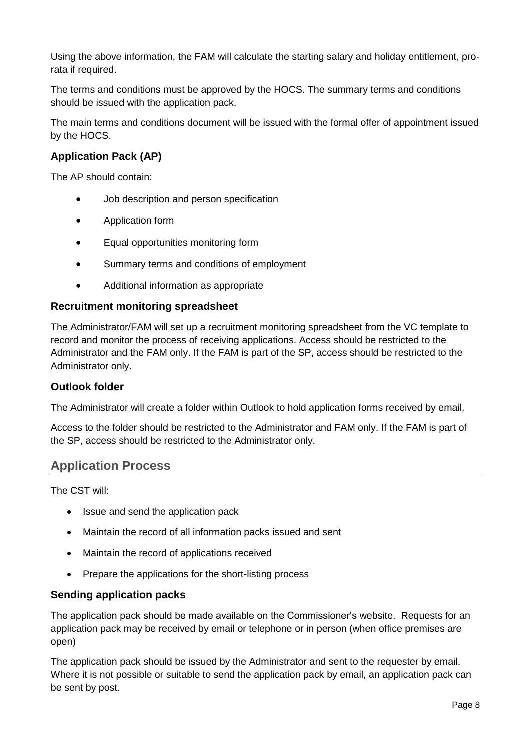Using the above information, the FAM will calculate the starting salary and holiday entitlement, pro-rata if required.

The terms and conditions must be approved by the HOCS. The summary terms and conditions should be issued with the application pack.

The main terms and conditions document will be issued with the formal offer of appointment issued by the HOCS.

### Application Pack (AP)

The AP should contain:

- Job description and person specification
- Application form
- Equal opportunities monitoring form
- Summary terms and conditions of employment
- Additional information as appropriate

### Recruitment monitoring spreadsheet

The Administrator/FAM will set up a recruitment monitoring spreadsheet from the VC template to record and monitor the process of receiving applications. Access should be restricted to the Administrator and the FAM only. If the FAM is part of the SP, access should be restricted to the Administrator only.

### Outlook folder

The Administrator will create a folder within Outlook to hold application forms received by email.

Access to the folder should be restricted to the Administrator and FAM only. If the FAM is part of the SP, access should be restricted to the Administrator only.

## Application Process

The CST will:

- Issue and send the application pack
- Maintain the record of all information packs issued and sent
- Maintain the record of applications received
- Prepare the applications for the short-listing process

### Sending application packs

The application pack should be made available on the Commissioner's website. Requests for an application pack may be received by email or telephone or in person (when office premises are open)

The application pack should be issued by the Administrator and sent to the requester by email. Where it is not possible or suitable to send the application pack by email, an application pack can be sent by post.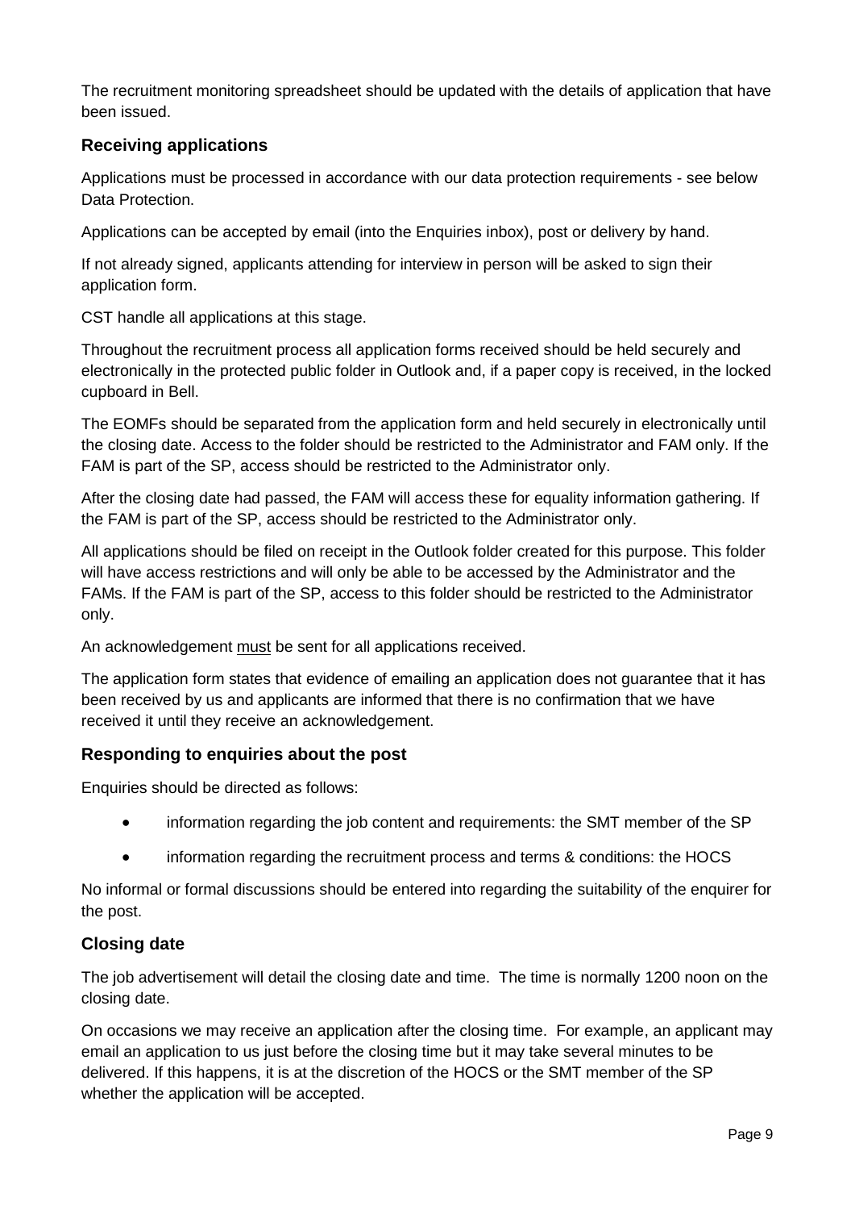The recruitment monitoring spreadsheet should be updated with the details of application that have been issued.

### Receiving applications

Applications must be processed in accordance with our data protection requirements - see below Data Protection.

Applications can be accepted by email (into the Enquiries inbox), post or delivery by hand.

If not already signed, applicants attending for interview in person will be asked to sign their application form.

CST handle all applications at this stage.

Throughout the recruitment process all application forms received should be held securely and electronically in the protected public folder in Outlook and, if a paper copy is received, in the locked cupboard in Bell.

The EOMFs should be separated from the application form and held securely in electronically until the closing date. Access to the folder should be restricted to the Administrator and FAM only. If the FAM is part of the SP, access should be restricted to the Administrator only.

After the closing date had passed, the FAM will access these for equality information gathering. If the FAM is part of the SP, access should be restricted to the Administrator only.

All applications should be filed on receipt in the Outlook folder created for this purpose. This folder will have access restrictions and will only be able to be accessed by the Administrator and the FAMs. If the FAM is part of the SP, access to this folder should be restricted to the Administrator only.

An acknowledgement <u>must</u> be sent for all applications received.

The application form states that evidence of emailing an application does not guarantee that it has been received by us and applicants are informed that there is no confirmation that we have received it until they receive an acknowledgement.

### Responding to enquiries about the post

Enquiries should be directed as follows:

- information regarding the job content and requirements: the SMT member of the SP
- information regarding the recruitment process and terms & conditions: the HOCS

No informal or formal discussions should be entered into regarding the suitability of the enquirer for the post.

### Closing date

The job advertisement will detail the closing date and time. The time is normally 1200 noon on the closing date.

On occasions we may receive an application after the closing time. For example, an applicant may email an application to us just before the closing time but it may take several minutes to be delivered. If this happens, it is at the discretion of the HOCS or the SMT member of the SP whether the application will be accepted.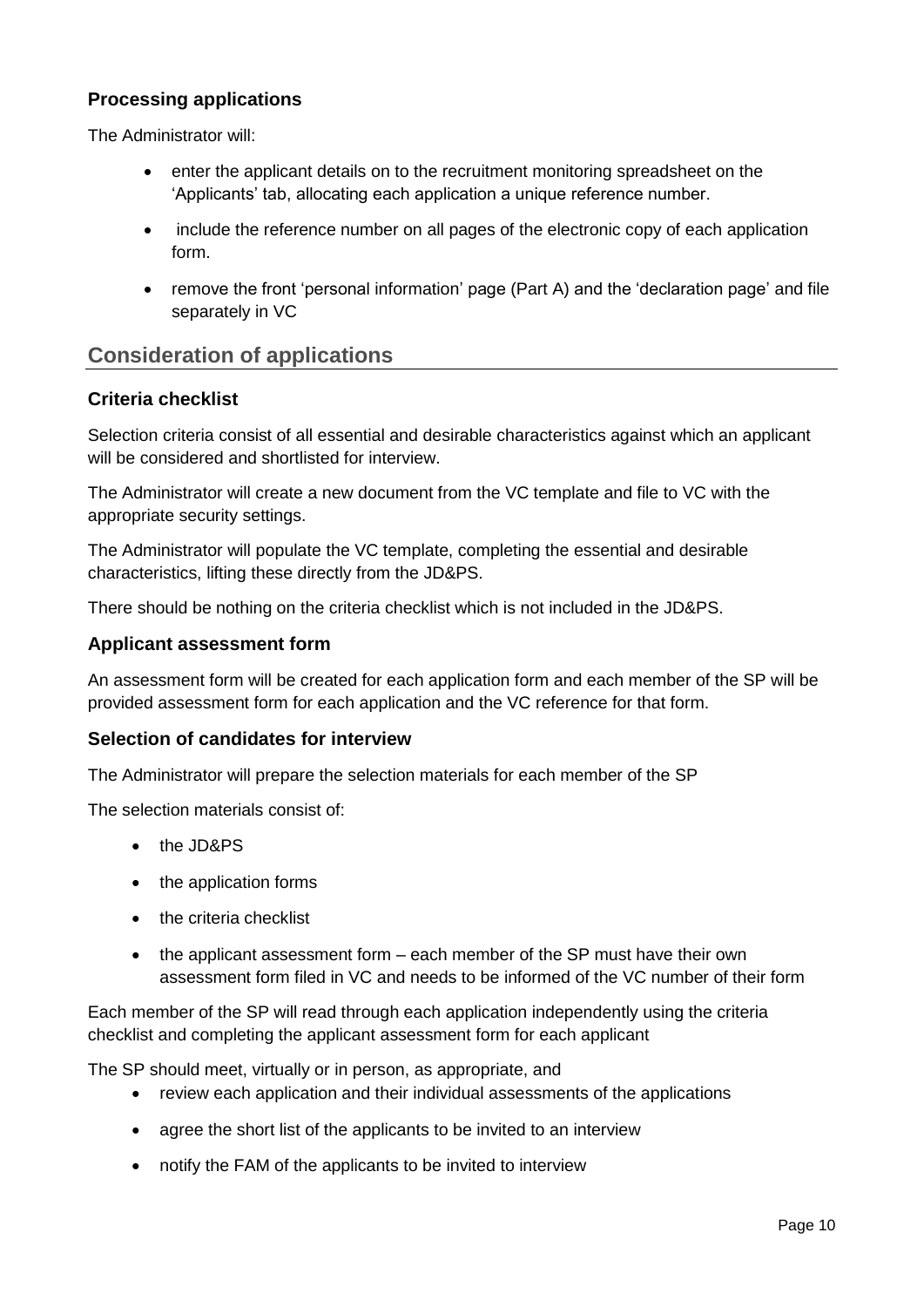### Processing applications

The Administrator will:

- enter the applicant details on to the recruitment monitoring spreadsheet on the 'Applicants' tab, allocating each application a unique reference number.
- include the reference number on all pages of the electronic copy of each application form.
- remove the front 'personal information' page (Part A) and the 'declaration page' and file separately in VC

## Consideration of applications

### Criteria checklist

Selection criteria consist of all essential and desirable characteristics against which an applicant will be considered and shortlisted for interview.

The Administrator will create a new document from the VC template and file to VC with the appropriate security settings.

The Administrator will populate the VC template, completing the essential and desirable characteristics, lifting these directly from the JD&PS.

There should be nothing on the criteria checklist which is not included in the JD&PS.

### Applicant assessment form

An assessment form will be created for each application form and each member of the SP will be provided assessment form for each application and the VC reference for that form.

### Selection of candidates for interview

The Administrator will prepare the selection materials for each member of the SP

The selection materials consist of:

- the JD&PS
- the application forms
- the criteria checklist
- the applicant assessment form – each member of the SP must have their own assessment form filed in VC and needs to be informed of the VC number of their form

Each member of the SP will read through each application independently using the criteria checklist and completing the applicant assessment form for each applicant

The SP should meet, virtually or in person, as appropriate, and

- review each application and their individual assessments of the applications
- agree the short list of the applicants to be invited to an interview
- notify the FAM of the applicants to be invited to interview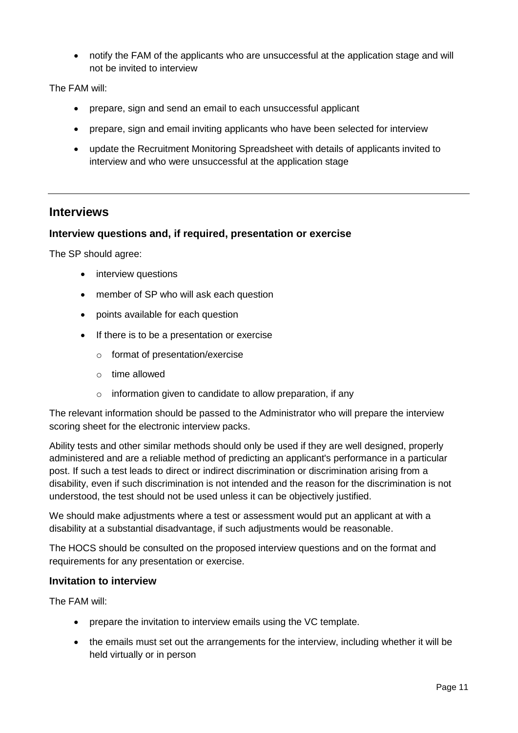- notify the FAM of the applicants who are unsuccessful at the application stage and will not be invited to interview

The FAM will:

- prepare, sign and send an email to each unsuccessful applicant
- prepare, sign and email inviting applicants who have been selected for interview
- update the Recruitment Monitoring Spreadsheet with details of applicants invited to interview and who were unsuccessful at the application stage

---

## Interviews

### Interview questions and, if required, presentation or exercise

The SP should agree:

- interview questions
- member of SP who will ask each question
- points available for each question
- If there is to be a presentation or exercise
  - format of presentation/exercise
  - time allowed
  - information given to candidate to allow preparation, if any

The relevant information should be passed to the Administrator who will prepare the interview scoring sheet for the electronic interview packs.

Ability tests and other similar methods should only be used if they are well designed, properly administered and are a reliable method of predicting an applicant's performance in a particular post. If such a test leads to direct or indirect discrimination or discrimination arising from a disability, even if such discrimination is not intended and the reason for the discrimination is not understood, the test should not be used unless it can be objectively justified.

We should make adjustments where a test or assessment would put an applicant at with a disability at a substantial disadvantage, if such adjustments would be reasonable.

The HOCS should be consulted on the proposed interview questions and on the format and requirements for any presentation or exercise.

### Invitation to interview

The FAM will:

- prepare the invitation to interview emails using the VC template.
- the emails must set out the arrangements for the interview, including whether it will be held virtually or in person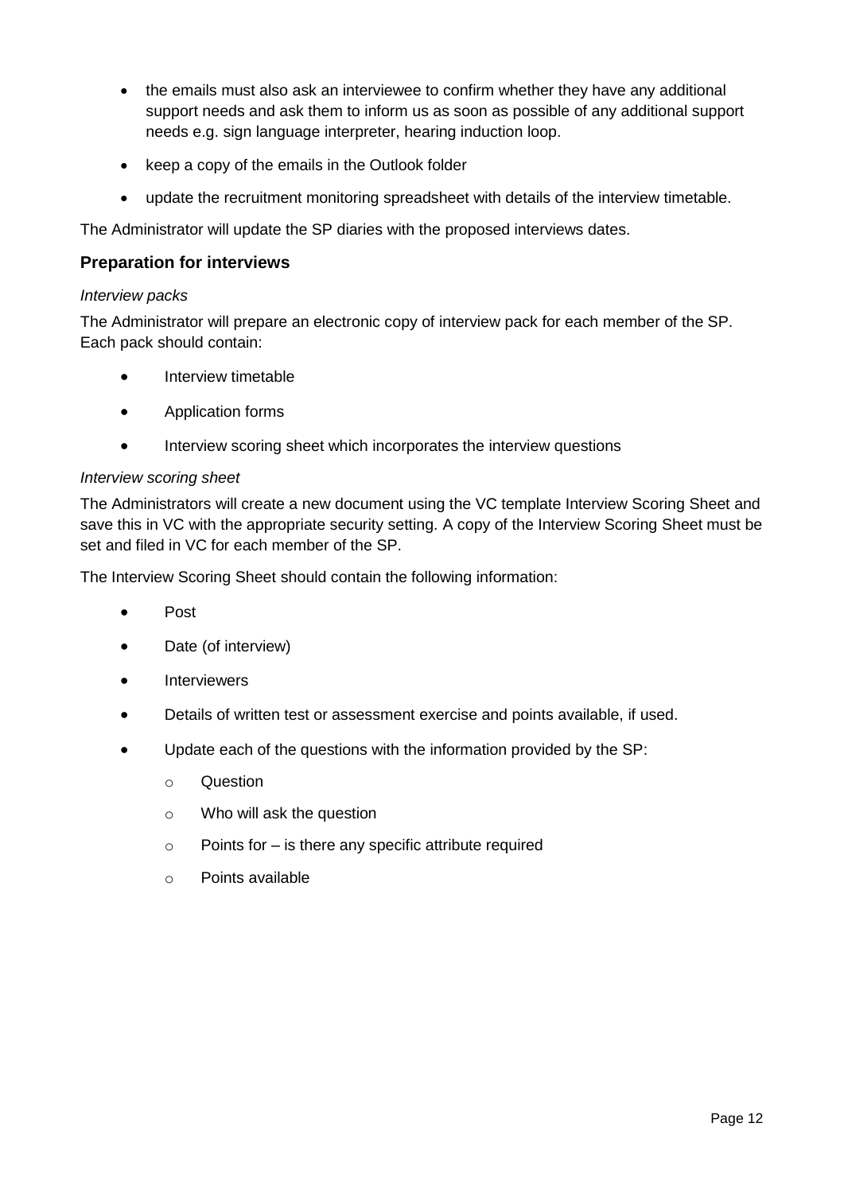- the emails must also ask an interviewee to confirm whether they have any additional support needs and ask them to inform us as soon as possible of any additional support needs e.g. sign language interpreter, hearing induction loop.
- keep a copy of the emails in the Outlook folder
- update the recruitment monitoring spreadsheet with details of the interview timetable.

The Administrator will update the SP diaries with the proposed interviews dates.

### Preparation for interviews

*Interview packs*

The Administrator will prepare an electronic copy of interview pack for each member of the SP. Each pack should contain:

- Interview timetable
- Application forms
- Interview scoring sheet which incorporates the interview questions

*Interview scoring sheet*

The Administrators will create a new document using the VC template Interview Scoring Sheet and save this in VC with the appropriate security setting. A copy of the Interview Scoring Sheet must be set and filed in VC for each member of the SP.

The Interview Scoring Sheet should contain the following information:

- Post
- Date (of interview)
- Interviewers
- Details of written test or assessment exercise and points available, if used.
- Update each of the questions with the information provided by the SP:
  - Question
  - Who will ask the question
  - Points for – is there any specific attribute required
  - Points available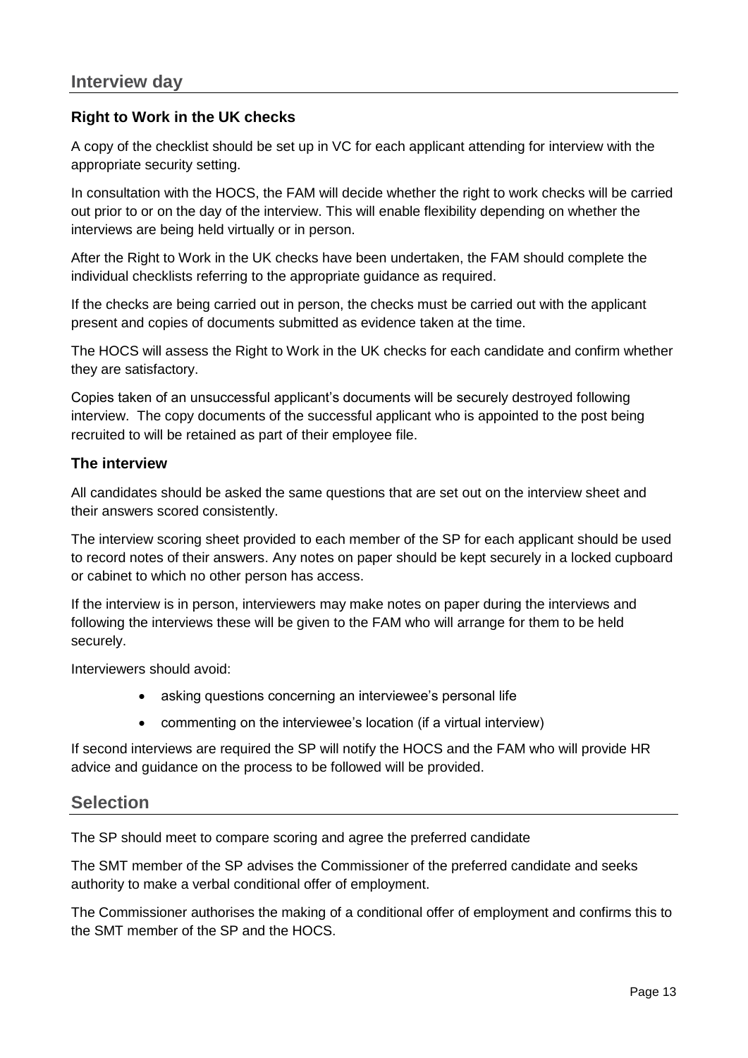## Interview day

### Right to Work in the UK checks

A copy of the checklist should be set up in VC for each applicant attending for interview with the appropriate security setting.

In consultation with the HOCS, the FAM will decide whether the right to work checks will be carried out prior to or on the day of the interview. This will enable flexibility depending on whether the interviews are being held virtually or in person.

After the Right to Work in the UK checks have been undertaken, the FAM should complete the individual checklists referring to the appropriate guidance as required.

If the checks are being carried out in person, the checks must be carried out with the applicant present and copies of documents submitted as evidence taken at the time.

The HOCS will assess the Right to Work in the UK checks for each candidate and confirm whether they are satisfactory.

Copies taken of an unsuccessful applicant's documents will be securely destroyed following interview. The copy documents of the successful applicant who is appointed to the post being recruited to will be retained as part of their employee file.

### The interview

All candidates should be asked the same questions that are set out on the interview sheet and their answers scored consistently.

The interview scoring sheet provided to each member of the SP for each applicant should be used to record notes of their answers. Any notes on paper should be kept securely in a locked cupboard or cabinet to which no other person has access.

If the interview is in person, interviewers may make notes on paper during the interviews and following the interviews these will be given to the FAM who will arrange for them to be held securely.

Interviewers should avoid:

- asking questions concerning an interviewee's personal life
- commenting on the interviewee's location (if a virtual interview)

If second interviews are required the SP will notify the HOCS and the FAM who will provide HR advice and guidance on the process to be followed will be provided.

## Selection

The SP should meet to compare scoring and agree the preferred candidate

The SMT member of the SP advises the Commissioner of the preferred candidate and seeks authority to make a verbal conditional offer of employment.

The Commissioner authorises the making of a conditional offer of employment and confirms this to the SMT member of the SP and the HOCS.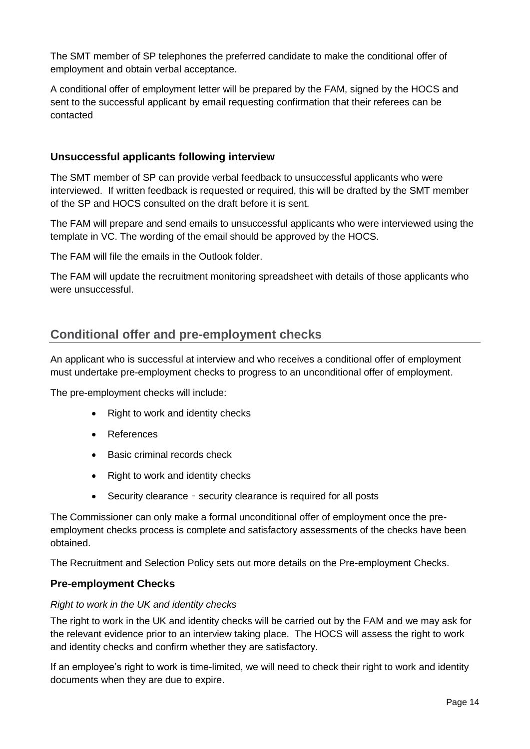The SMT member of SP telephones the preferred candidate to make the conditional offer of employment and obtain verbal acceptance.

A conditional offer of employment letter will be prepared by the FAM, signed by the HOCS and sent to the successful applicant by email requesting confirmation that their referees can be contacted

### Unsuccessful applicants following interview

The SMT member of SP can provide verbal feedback to unsuccessful applicants who were interviewed. If written feedback is requested or required, this will be drafted by the SMT member of the SP and HOCS consulted on the draft before it is sent.

The FAM will prepare and send emails to unsuccessful applicants who were interviewed using the template in VC. The wording of the email should be approved by the HOCS.

The FAM will file the emails in the Outlook folder.

The FAM will update the recruitment monitoring spreadsheet with details of those applicants who were unsuccessful.

## Conditional offer and pre-employment checks

An applicant who is successful at interview and who receives a conditional offer of employment must undertake pre-employment checks to progress to an unconditional offer of employment.

The pre-employment checks will include:

- Right to work and identity checks
- References
- Basic criminal records check
- Right to work and identity checks
- Security clearance ‐ security clearance is required for all posts

The Commissioner can only make a formal unconditional offer of employment once the pre-employment checks process is complete and satisfactory assessments of the checks have been obtained.

The Recruitment and Selection Policy sets out more details on the Pre-employment Checks.

### Pre-employment Checks

*Right to work in the UK and identity checks*

The right to work in the UK and identity checks will be carried out by the FAM and we may ask for the relevant evidence prior to an interview taking place. The HOCS will assess the right to work and identity checks and confirm whether they are satisfactory.

If an employee's right to work is time-limited, we will need to check their right to work and identity documents when they are due to expire.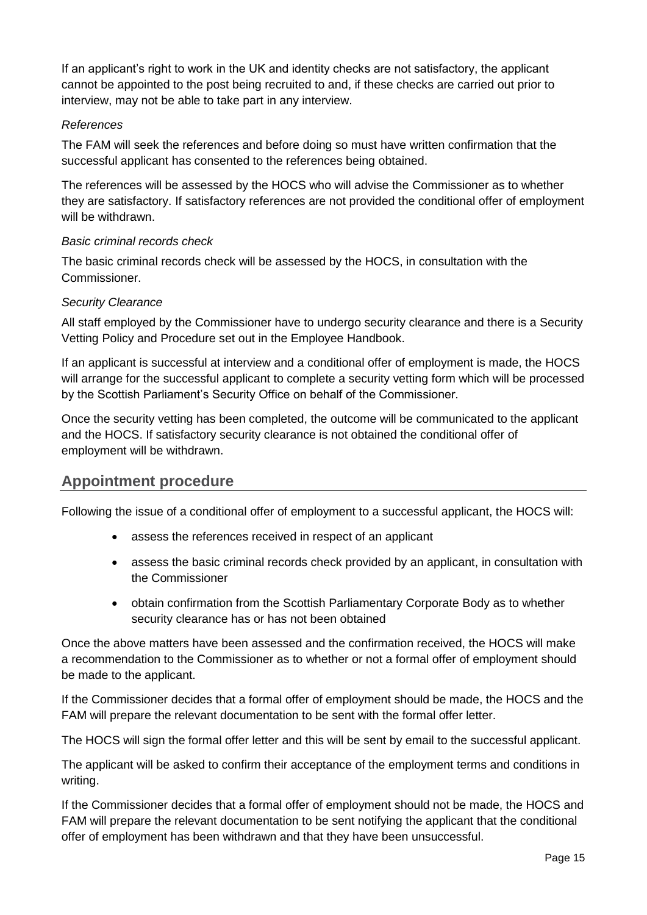If an applicant's right to work in the UK and identity checks are not satisfactory, the applicant cannot be appointed to the post being recruited to and, if these checks are carried out prior to interview, may not be able to take part in any interview.

*References*

The FAM will seek the references and before doing so must have written confirmation that the successful applicant has consented to the references being obtained.

The references will be assessed by the HOCS who will advise the Commissioner as to whether they are satisfactory. If satisfactory references are not provided the conditional offer of employment will be withdrawn.

*Basic criminal records check*

The basic criminal records check will be assessed by the HOCS, in consultation with the Commissioner.

*Security Clearance*

All staff employed by the Commissioner have to undergo security clearance and there is a Security Vetting Policy and Procedure set out in the Employee Handbook.

If an applicant is successful at interview and a conditional offer of employment is made, the HOCS will arrange for the successful applicant to complete a security vetting form which will be processed by the Scottish Parliament's Security Office on behalf of the Commissioner.

Once the security vetting has been completed, the outcome will be communicated to the applicant and the HOCS. If satisfactory security clearance is not obtained the conditional offer of employment will be withdrawn.

## Appointment procedure

Following the issue of a conditional offer of employment to a successful applicant, the HOCS will:

- assess the references received in respect of an applicant
- assess the basic criminal records check provided by an applicant, in consultation with the Commissioner
- obtain confirmation from the Scottish Parliamentary Corporate Body as to whether security clearance has or has not been obtained

Once the above matters have been assessed and the confirmation received, the HOCS will make a recommendation to the Commissioner as to whether or not a formal offer of employment should be made to the applicant.

If the Commissioner decides that a formal offer of employment should be made, the HOCS and the FAM will prepare the relevant documentation to be sent with the formal offer letter.

The HOCS will sign the formal offer letter and this will be sent by email to the successful applicant.

The applicant will be asked to confirm their acceptance of the employment terms and conditions in writing.

If the Commissioner decides that a formal offer of employment should not be made, the HOCS and FAM will prepare the relevant documentation to be sent notifying the applicant that the conditional offer of employment has been withdrawn and that they have been unsuccessful.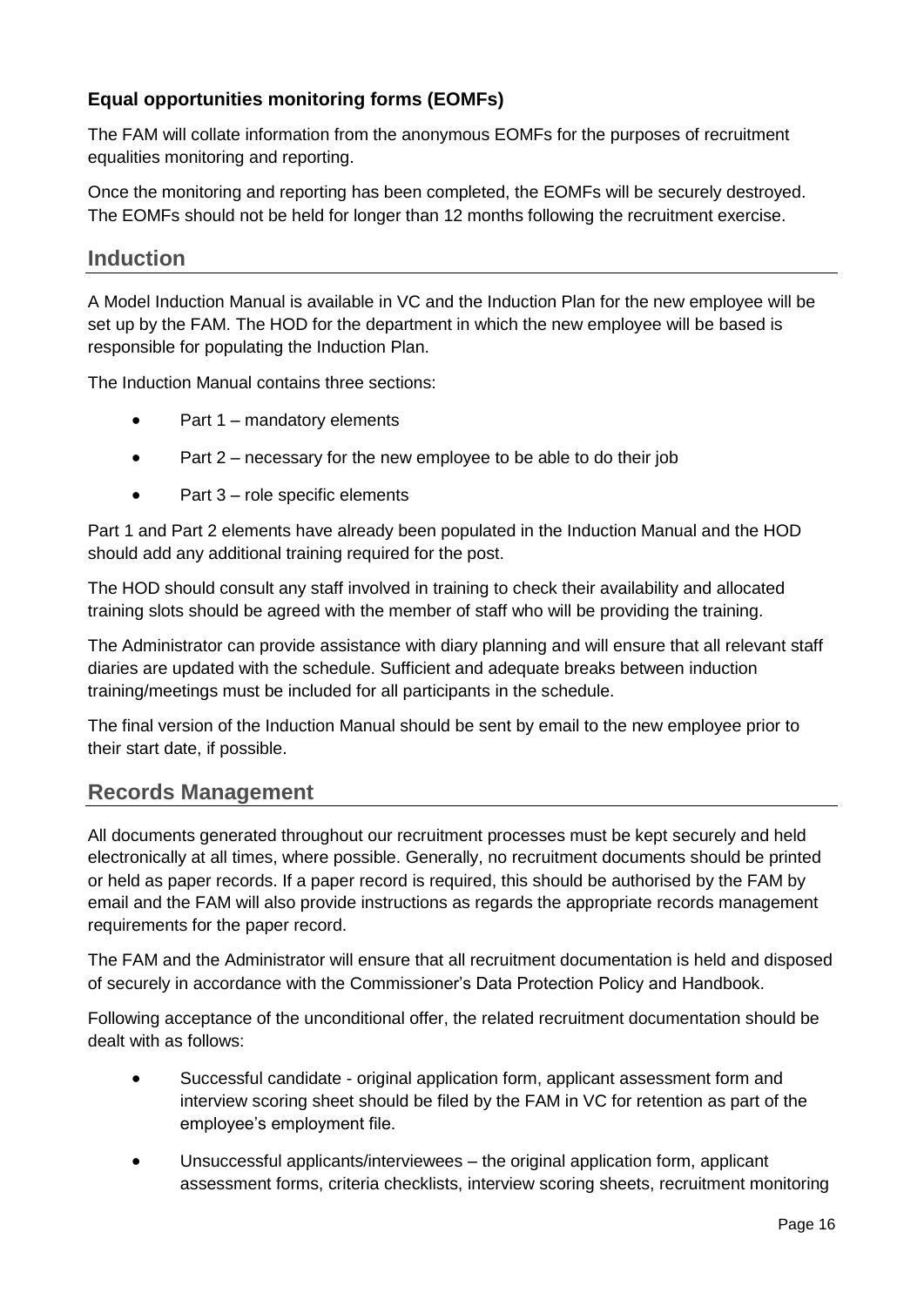### Equal opportunities monitoring forms (EOMFs)

The FAM will collate information from the anonymous EOMFs for the purposes of recruitment equalities monitoring and reporting.

Once the monitoring and reporting has been completed, the EOMFs will be securely destroyed. The EOMFs should not be held for longer than 12 months following the recruitment exercise.

## Induction

A Model Induction Manual is available in VC and the Induction Plan for the new employee will be set up by the FAM. The HOD for the department in which the new employee will be based is responsible for populating the Induction Plan.

The Induction Manual contains three sections:

- Part 1 – mandatory elements
- Part 2 – necessary for the new employee to be able to do their job
- Part 3 – role specific elements

Part 1 and Part 2 elements have already been populated in the Induction Manual and the HOD should add any additional training required for the post.

The HOD should consult any staff involved in training to check their availability and allocated training slots should be agreed with the member of staff who will be providing the training.

The Administrator can provide assistance with diary planning and will ensure that all relevant staff diaries are updated with the schedule. Sufficient and adequate breaks between induction training/meetings must be included for all participants in the schedule.

The final version of the Induction Manual should be sent by email to the new employee prior to their start date, if possible.

## Records Management

All documents generated throughout our recruitment processes must be kept securely and held electronically at all times, where possible. Generally, no recruitment documents should be printed or held as paper records. If a paper record is required, this should be authorised by the FAM by email and the FAM will also provide instructions as regards the appropriate records management requirements for the paper record.

The FAM and the Administrator will ensure that all recruitment documentation is held and disposed of securely in accordance with the Commissioner's Data Protection Policy and Handbook.

Following acceptance of the unconditional offer, the related recruitment documentation should be dealt with as follows:

- Successful candidate - original application form, applicant assessment form and interview scoring sheet should be filed by the FAM in VC for retention as part of the employee's employment file.
- Unsuccessful applicants/interviewees – the original application form, applicant assessment forms, criteria checklists, interview scoring sheets, recruitment monitoring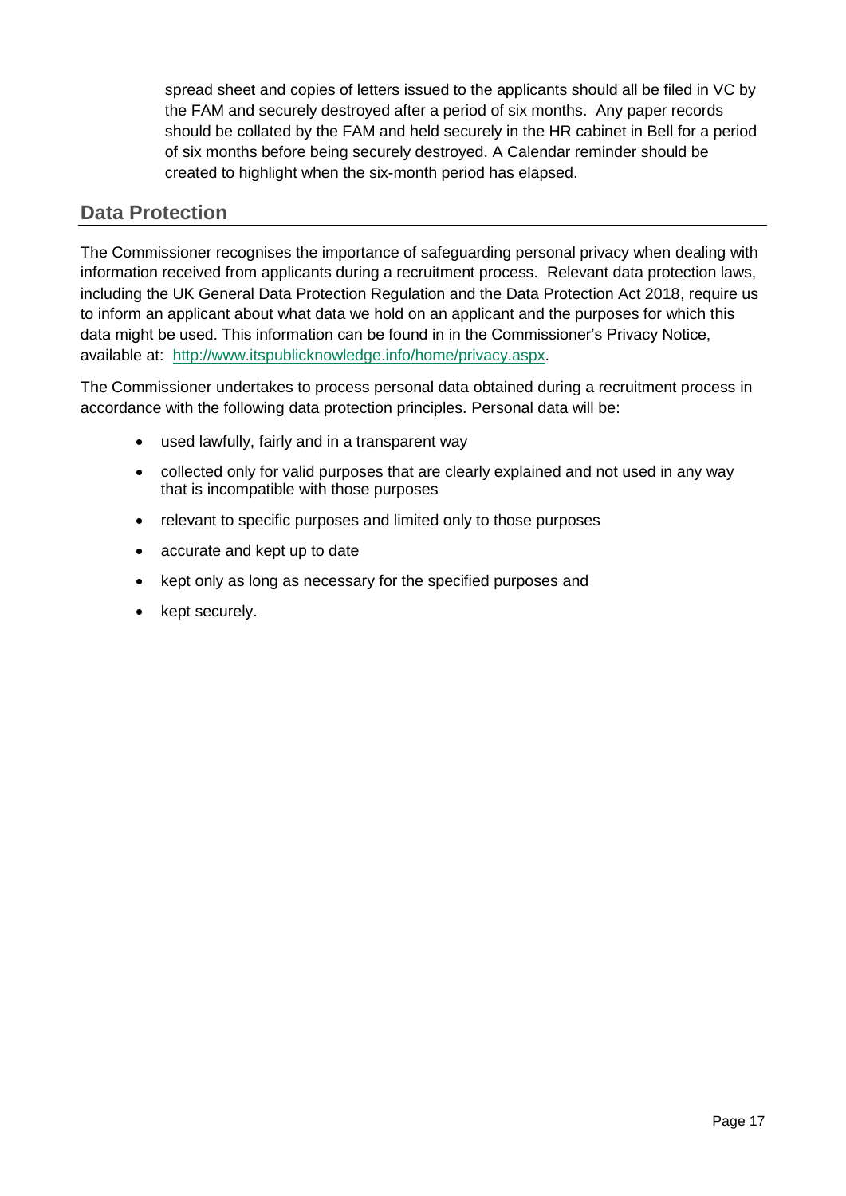spread sheet and copies of letters issued to the applicants should all be filed in VC by the FAM and securely destroyed after a period of six months. Any paper records should be collated by the FAM and held securely in the HR cabinet in Bell for a period of six months before being securely destroyed. A Calendar reminder should be created to highlight when the six-month period has elapsed.

## Data Protection

The Commissioner recognises the importance of safeguarding personal privacy when dealing with information received from applicants during a recruitment process. Relevant data protection laws, including the UK General Data Protection Regulation and the Data Protection Act 2018, require us to inform an applicant about what data we hold on an applicant and the purposes for which this data might be used. This information can be found in in the Commissioner's Privacy Notice, available at: http://www.itspublicknowledge.info/home/privacy.aspx.

The Commissioner undertakes to process personal data obtained during a recruitment process in accordance with the following data protection principles. Personal data will be:

- used lawfully, fairly and in a transparent way
- collected only for valid purposes that are clearly explained and not used in any way that is incompatible with those purposes
- relevant to specific purposes and limited only to those purposes
- accurate and kept up to date
- kept only as long as necessary for the specified purposes and
- kept securely.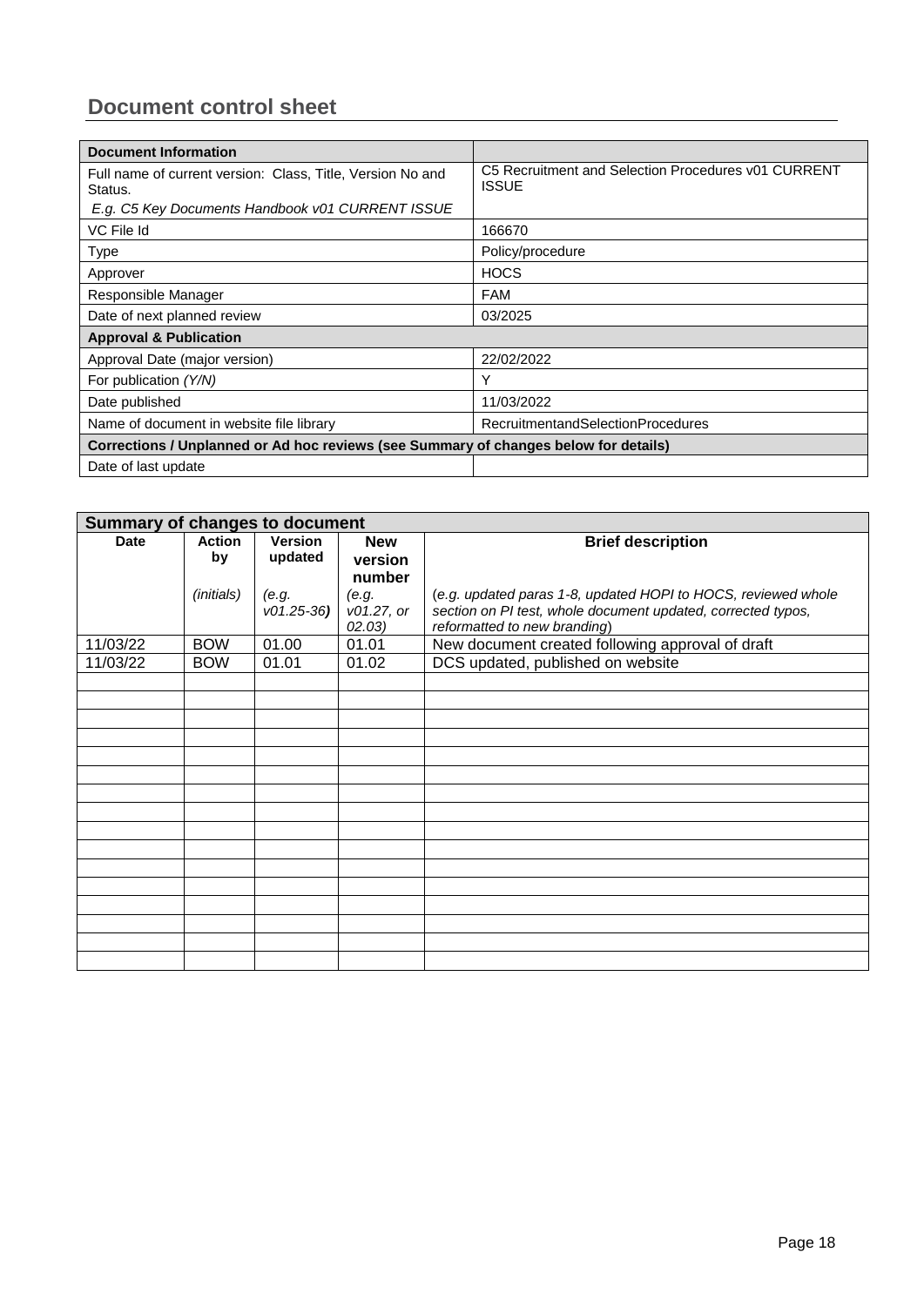## Document control sheet

| Document Information | |
|---|---|
| Full name of current version: Class, Title, Version No and Status.<br>*E.g. C5 Key Documents Handbook v01 CURRENT ISSUE* | C5 Recruitment and Selection Procedures v01 CURRENT ISSUE |
| VC File Id | 166670 |
| Type | Policy/procedure |
| Approver | HOCS |
| Responsible Manager | FAM |
| Date of next planned review | 03/2025 |
| **Approval & Publication** | |
| Approval Date (major version) | 22/02/2022 |
| For publication *(Y/N)* | Y |
| Date published | 11/03/2022 |
| Name of document in website file library | RecruitmentandSelectionProcedures |
| **Corrections / Unplanned or Ad hoc reviews (see Summary of changes below for details)** | |
| Date of last update | |

| **Summary of changes to document** | | | | |
|---|---|---|---|---|
| **Date** | **Action by**<br>*(initials)* | **Version updated**<br>*(e.g. v01.25-36)* | **New version number**<br>*(e.g. v01.27, or 02.03)* | **Brief description**<br>(*e.g. updated paras 1-8, updated HOPI to HOCS, reviewed whole section on PI test, whole document updated, corrected typos, reformatted to new branding*) |
| 11/03/22 | BOW | 01.00 | 01.01 | New document created following approval of draft |
| 11/03/22 | BOW | 01.01 | 01.02 | DCS updated, published on website |
| | | | | |
| | | | | |
| | | | | |
| | | | | |
| | | | | |
| | | | | |
| | | | | |
| | | | | |
| | | | | |
| | | | | |
| | | | | |
| | | | | |
| | | | | |
| | | | | |
| | | | | |
| | | | | |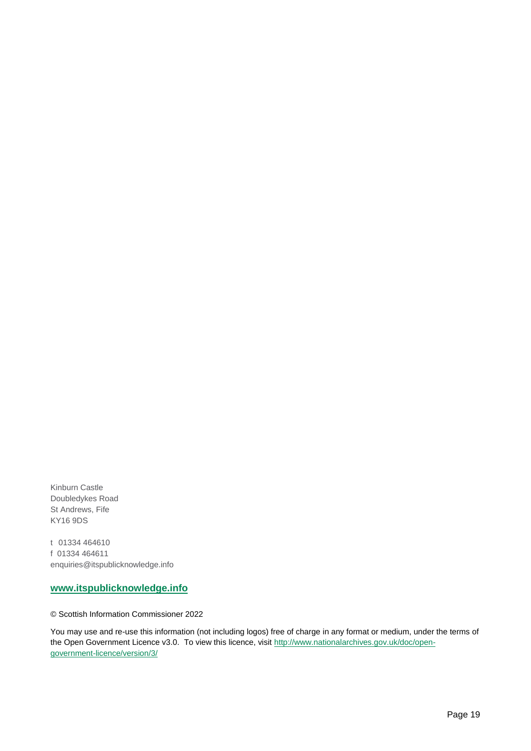Kinburn Castle
Doubledykes Road
St Andrews, Fife
KY16 9DS

t 01334 464610
f 01334 464611
enquiries@itspublicknowledge.info

**[www.itspublicknowledge.info](http://www.itspublicknowledge.info)**

© Scottish Information Commissioner 2022

You may use and re-use this information (not including logos) free of charge in any format or medium, under the terms of the Open Government Licence v3.0. To view this licence, visit [http://www.nationalarchives.gov.uk/doc/open-government-licence/version/3/](http://www.nationalarchives.gov.uk/doc/open-government-licence/version/3/)